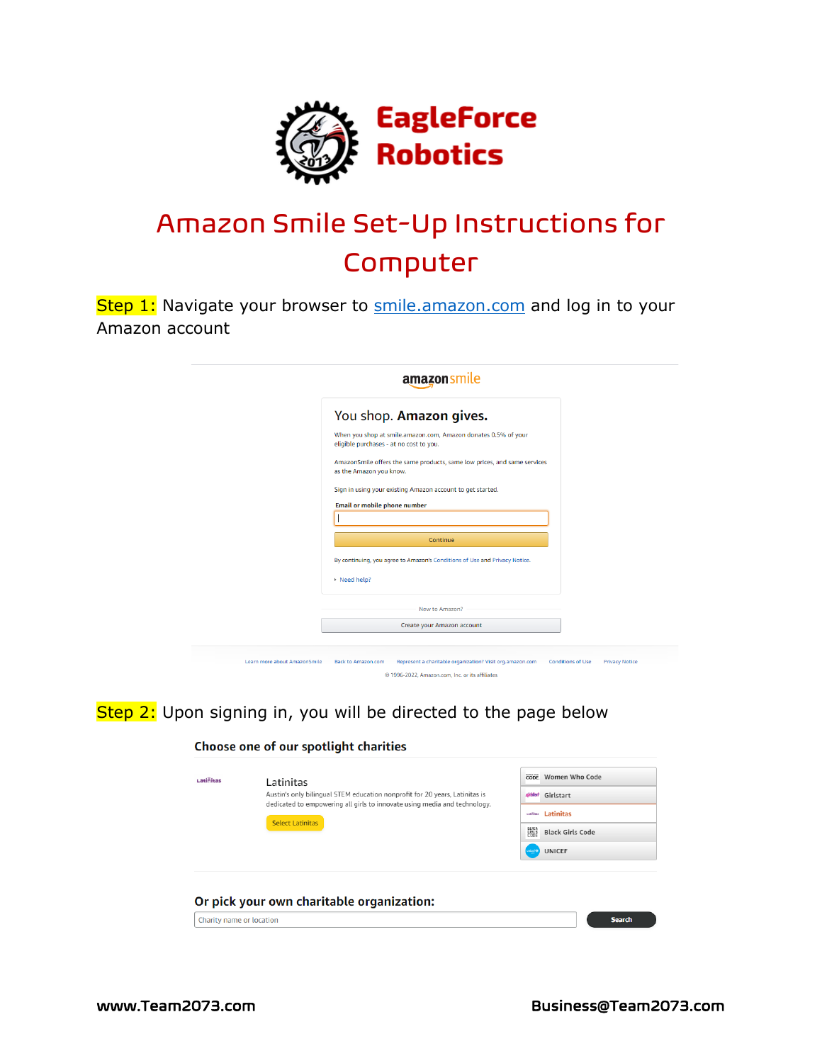# EagleForce Robotics

# Amazon Smile Set-Up Instructions for Computer

**Step 1:** Navigate your browser to [smile.amazon.com](smile.amazon.com) and log in to your Amazon account

amazon smile

You shop. **Amazon gives.**

When you shop at smile.amazon.com, Amazon donates 0.5% of your eligible purchases - at no cost to you.

AmazonSmile offers the same products, same low prices, and same services as the Amazon you know.

Sign in using your existing Amazon account to get started.

Email or mobile phone number

Continue

By continuing, you agree to Amazon's Conditions of Use and Privacy Notice.

Need help?

New to Amazon?

Create your Amazon account

Learn more about AmazonSmile | Back to Amazon.com | Represent a charitable organization? Visit org.amazon.com | Conditions of Use | Privacy Notice

© 1996-2022, Amazon.com, Inc. or its affiliates

**Step 2:** Upon signing in, you will be directed to the page below

**Choose one of our spotlight charities**

Latinitas

Austin's only bilingual STEM education nonprofit for 20 years, Latinitas is dedicated to empowering all girls to innovate using media and technology.

Select Latinitas

- Women Who Code
- Girlstart
- Latinitas
- Black Girls Code
- UNICEF

**Or pick your own charitable organization:**

Charity name or location

Search

www.Team2073.com

Business@Team2073.com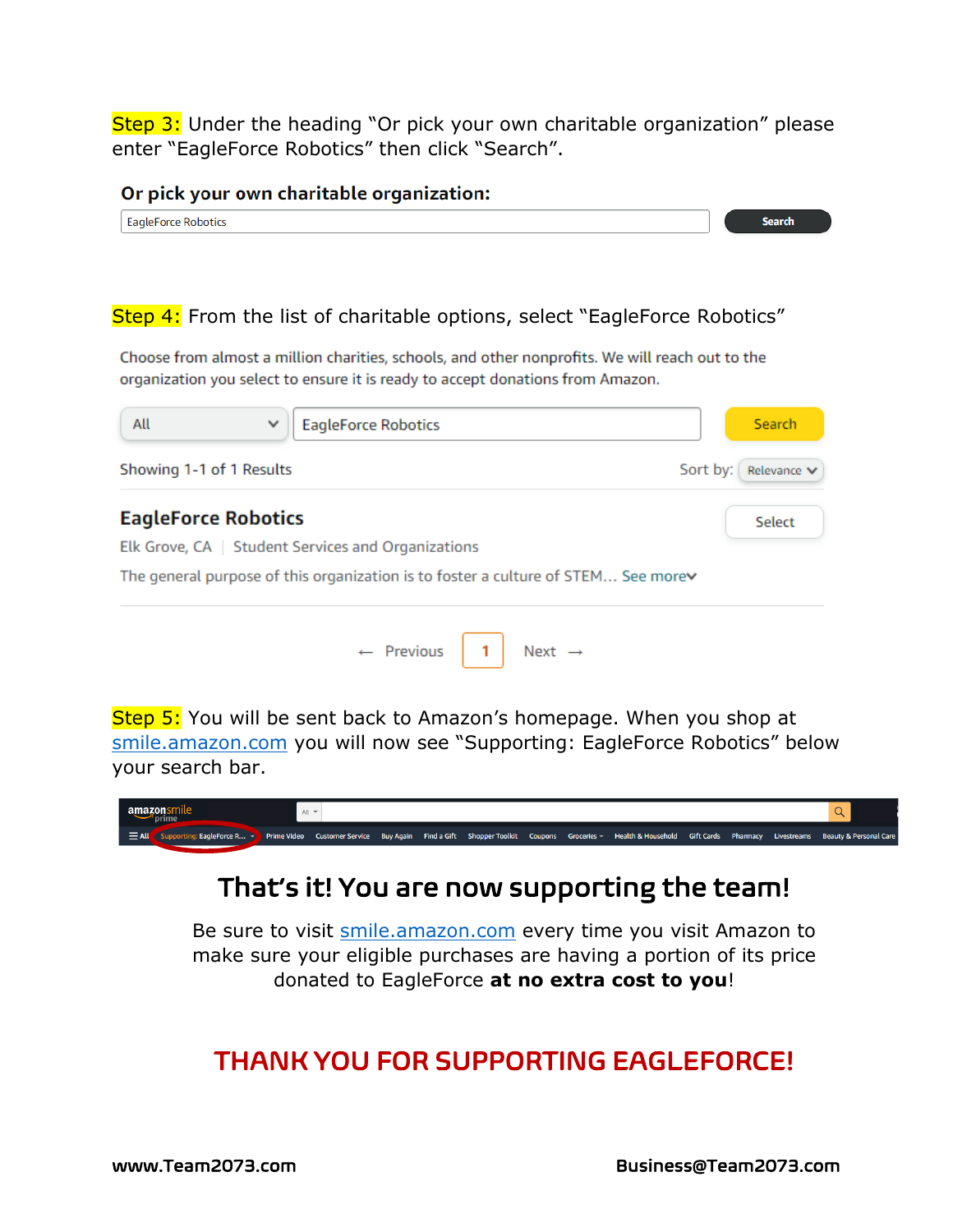**Step 3:** Under the heading "Or pick your own charitable organization" please enter "EagleForce Robotics" then click "Search".

**Or pick your own charitable organization:**

EagleForce Robotics | Search

**Step 4:** From the list of charitable options, select "EagleForce Robotics"

Choose from almost a million charities, schools, and other nonprofits. We will reach out to the organization you select to ensure it is ready to accept donations from Amazon.

All | EagleForce Robotics | Search

Showing 1-1 of 1 Results — Sort by: Relevance

**EagleForce Robotics** — Select

Elk Grove, CA | Student Services and Organizations

The general purpose of this organization is to foster a culture of STEM... See more

← Previous 1 Next →

**Step 5:** You will be sent back to Amazon's homepage. When you shop at [smile.amazon.com](smile.amazon.com) you will now see "Supporting: EagleForce Robotics" below your search bar.

amazonsmile prime | All | Supporting: EagleForce R... | Prime Video | Customer Service | Buy Again | Find a Gift | Shopper Toolkit | Coupons | Groceries | Health & Household | Gift Cards | Pharmacy | Livestreams | Beauty & Personal Care

## That's it! You are now supporting the team!

Be sure to visit [smile.amazon.com](smile.amazon.com) every time you visit Amazon to make sure your eligible purchases are having a portion of its price donated to EagleForce **at no extra cost to you**!

## THANK YOU FOR SUPPORTING EAGLEFORCE!

**www.Team2073.com** **Business@Team2073.com**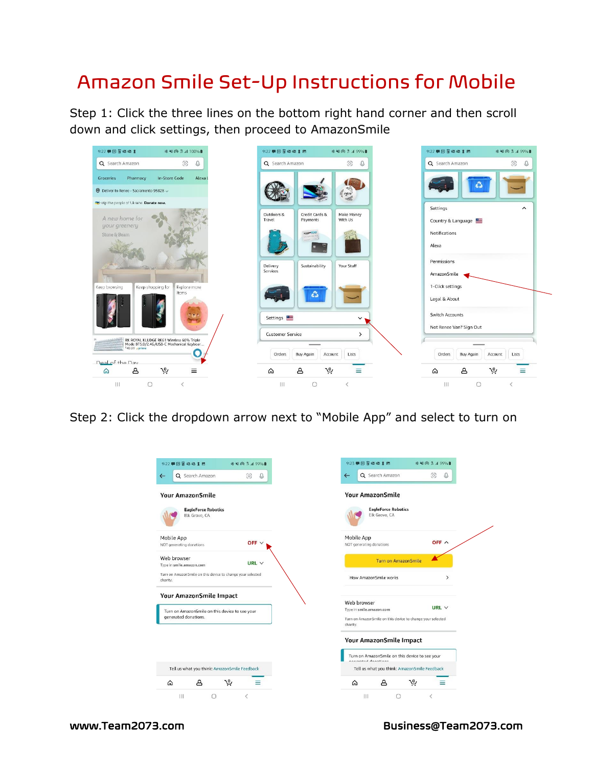# Amazon Smile Set-Up Instructions for Mobile

Step 1: Click the three lines on the bottom right hand corner and then scroll down and click settings, then proceed to AmazonSmile

Step 2: Click the dropdown arrow next to "Mobile App" and select to turn on

www.Team2073.com

Business@Team2073.com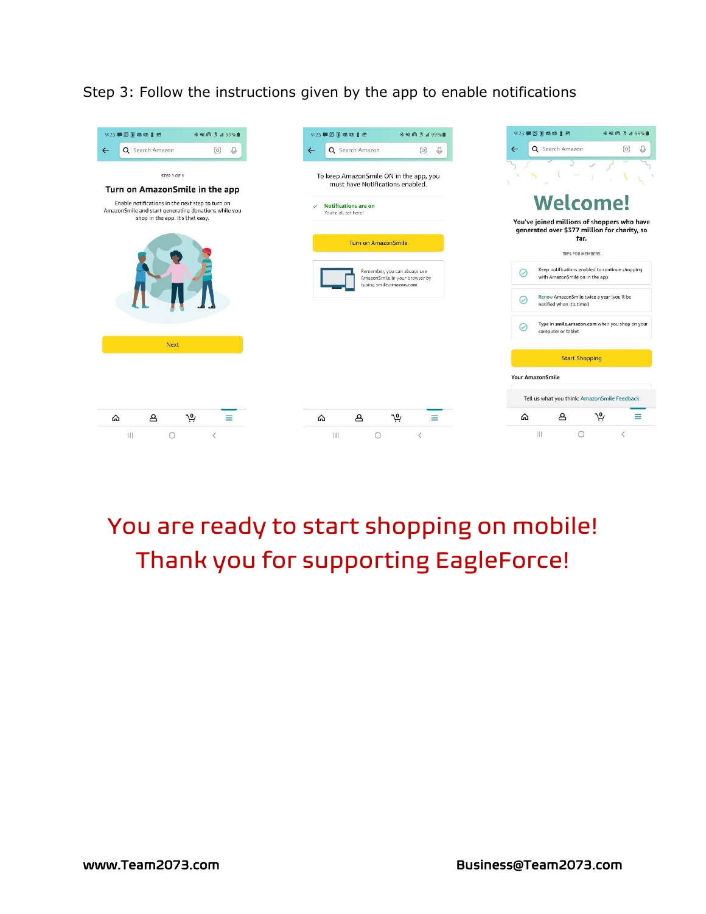Step 3: Follow the instructions given by the app to enable notifications

STEP 1 OF 1

Turn on AmazonSmile in the app

Enable notifications in the next step to turn on AmazonSmile and start generating donations while you shop in the app. It's that easy.

Next

To keep AmazonSmile ON in the app, you must have Notifications enabled.

Notifications are on

You're all set here!

Turn on AmazonSmile

Remember, you can always use AmazonSmile in your browser by typing smile.amazon.com.

Welcome!

You've joined millions of shoppers who have generated over $377 million for charity, so far.

TIPS FOR MEMBERS

Keep notifications enabled to continue shopping with AmazonSmile on in the app

Renew AmazonSmile twice a year (you'll be notified when it's time!)

Type in smile.amazon.com when you shop on your computer or tablet

Start Shopping

Your AmazonSmile

Tell us what you think: AmazonSmile Feedback

## You are ready to start shopping on mobile!

## Thank you for supporting EagleForce!

www.Team2073.com

Business@Team2073.com